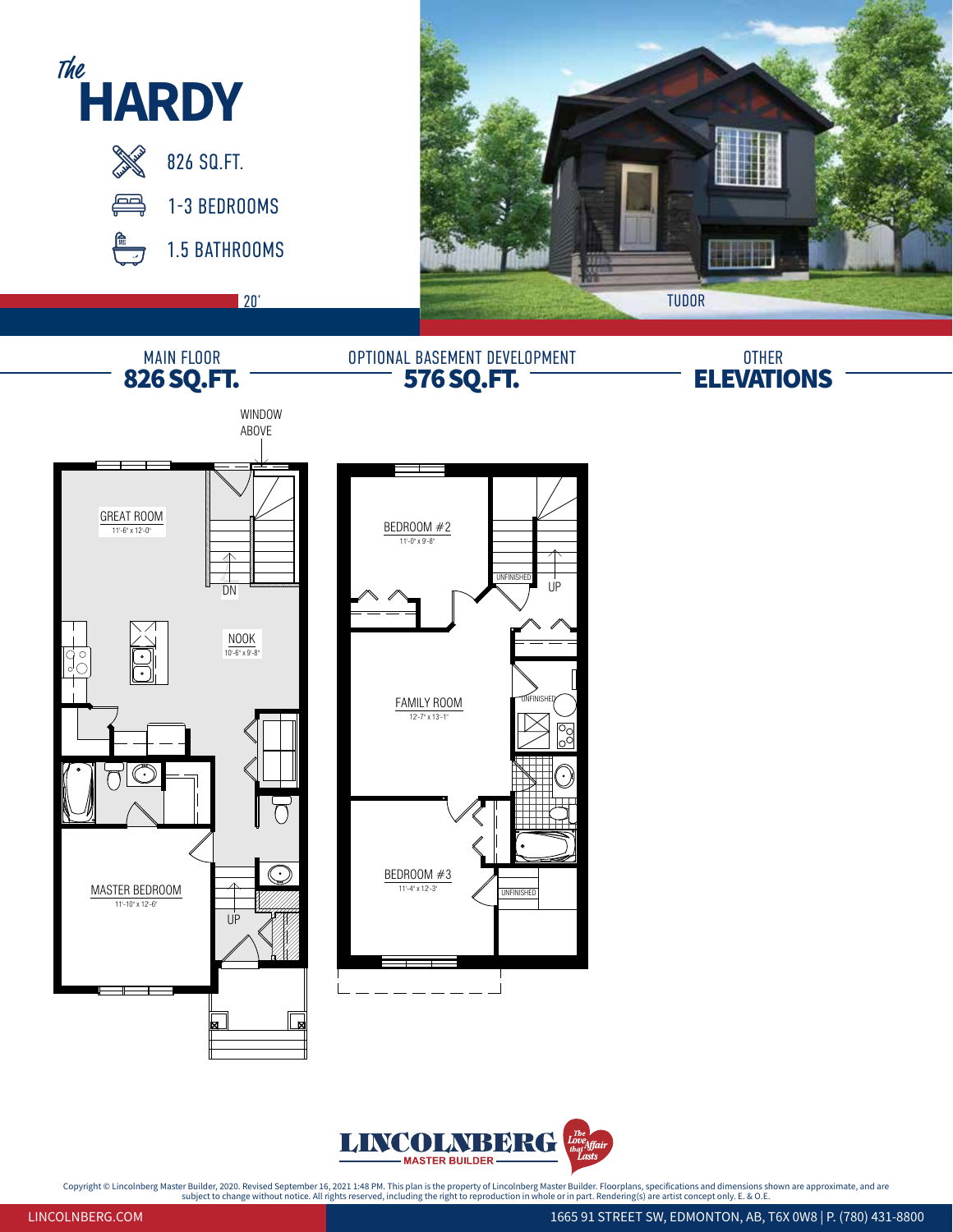*The*
# HARDY

826 SQ.FT.

1-3 BEDROOMS

1.5 BATHROOMS

20'

TUDOR

## MAIN FLOOR
**826 SQ.FT.**

WINDOW ABOVE

GREAT ROOM
11'-6" x 12'-0"

DN

NOOK
10'-6" x 9'-8"

MASTER BEDROOM
11'-10" x 12'-6"

UP

## OPTIONAL BASEMENT DEVELOPMENT
**576 SQ.FT.**

BEDROOM #2
11'-0" x 9'-8"

UNFINISHED

UP

FAMILY ROOM
12'-7" x 13'-1"

UNFINISHED

BEDROOM #3
11'-4" x 12-3"

UNFINISHED

## OTHER ELEVATIONS

LINCOLNBERG MASTER BUILDER

*The Love Affair that Lasts*

Copyright © Lincolnberg Master Builder, 2020. Revised September 16, 2021 1:48 PM. This plan is the property of Lincolnberg Master Builder. Floorplans, specifications and dimensions shown are approximate, and are subject to change without notice. All rights reserved, including the right to reproduction in whole or in part. Rendering(s) are artist concept only. E. & O.E.

LINCOLNBERG.COM

1665 91 STREET SW, EDMONTON, AB, T6X 0W8 | P. (780) 431-8800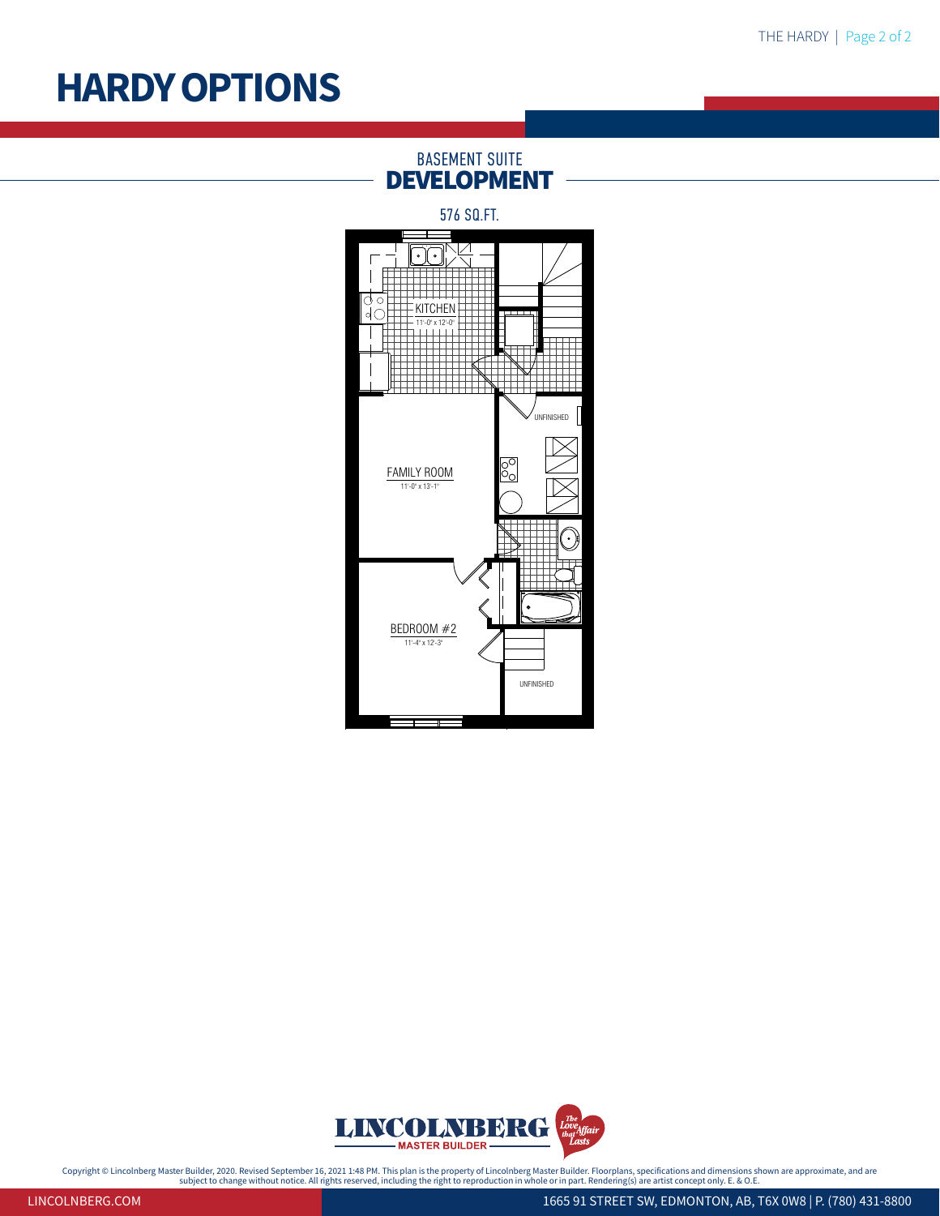# HARDY OPTIONS

## BASEMENT SUITE DEVELOPMENT

576 SQ.FT.

KITCHEN
11'-0" x 12'-0"

FAMILY ROOM
11'-0" x 13'-1"

BEDROOM #2
11'-4" x 12'-3"

UNFINISHED

UNFINISHED

LINCOLNBERG MASTER BUILDER

The Love that Affair Lasts

Copyright © Lincolnberg Master Builder, 2020. Revised September 16, 2021 1:48 PM. This plan is the property of Lincolnberg Master Builder. Floorplans, specifications and dimensions shown are approximate, and are subject to change without notice. All rights reserved, including the right to reproduction in whole or in part. Rendering(s) are artist concept only. E. & O.E.

LINCOLNBERG.COM

1665 91 STREET SW, EDMONTON, AB, T6X 0W8 | P. (780) 431-8800